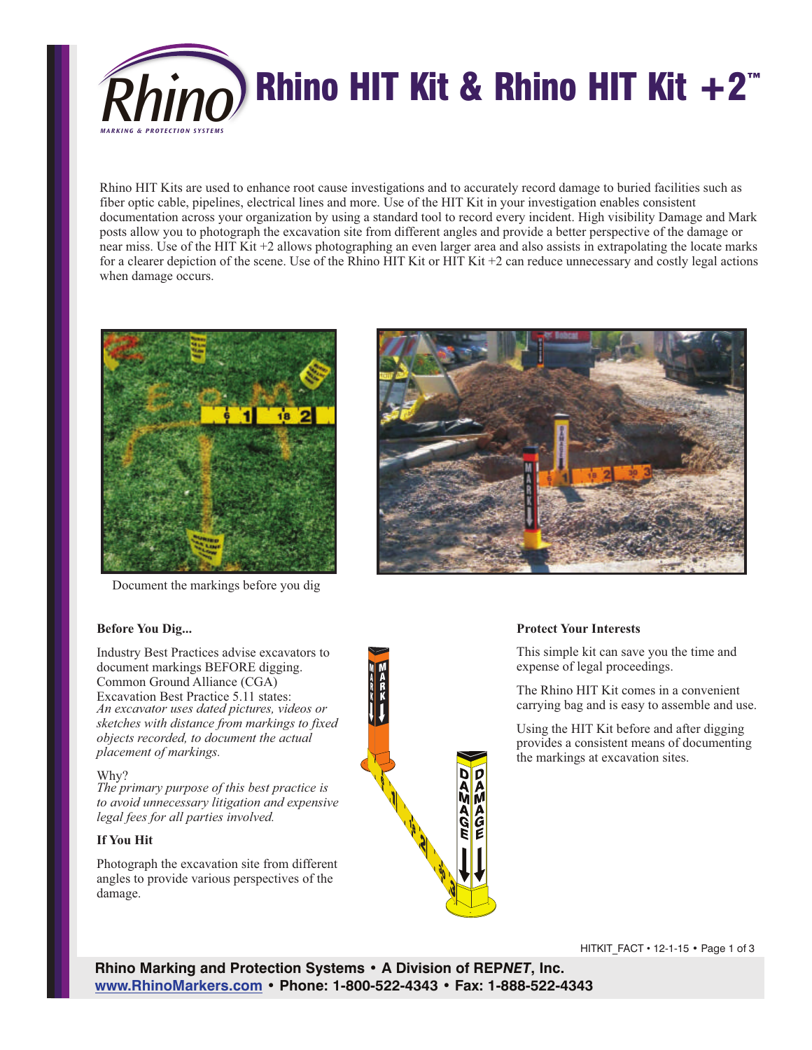# Rhino HIT Kit & Rhino HIT Kit +2™

Rhino HIT Kits are used to enhance root cause investigations and to accurately record damage to buried facilities such as fiber optic cable, pipelines, electrical lines and more. Use of the HIT Kit in your investigation enables consistent documentation across your organization by using a standard tool to record every incident. High visibility Damage and Mark posts allow you to photograph the excavation site from different angles and provide a better perspective of the damage or near miss. Use of the HIT Kit +2 allows photographing an even larger area and also assists in extrapolating the locate marks for a clearer depiction of the scene. Use of the Rhino HIT Kit or HIT Kit +2 can reduce unnecessary and costly legal actions when damage occurs.

Document the markings before you dig

**Before You Dig...**

Industry Best Practices advise excavators to document markings BEFORE digging. Common Ground Alliance (CGA) Excavation Best Practice 5.11 states:
*An excavator uses dated pictures, videos or sketches with distance from markings to fixed objects recorded, to document the actual placement of markings.*

Why?
*The primary purpose of this best practice is to avoid unnecessary litigation and expensive legal fees for all parties involved.*

**If You Hit**

Photograph the excavation site from different angles to provide various perspectives of the damage.

**Protect Your Interests**

This simple kit can save you the time and expense of legal proceedings.

The Rhino HIT Kit comes in a convenient carrying bag and is easy to assemble and use.

Using the HIT Kit before and after digging provides a consistent means of documenting the markings at excavation sites.

HITKIT_FACT • 12-1-15

**Rhino Marking and Protection Systems • A Division of REP*NET*, Inc.**
**www.RhinoMarkers.com • Phone: 1-800-522-4343 • Fax: 1-888-522-4343**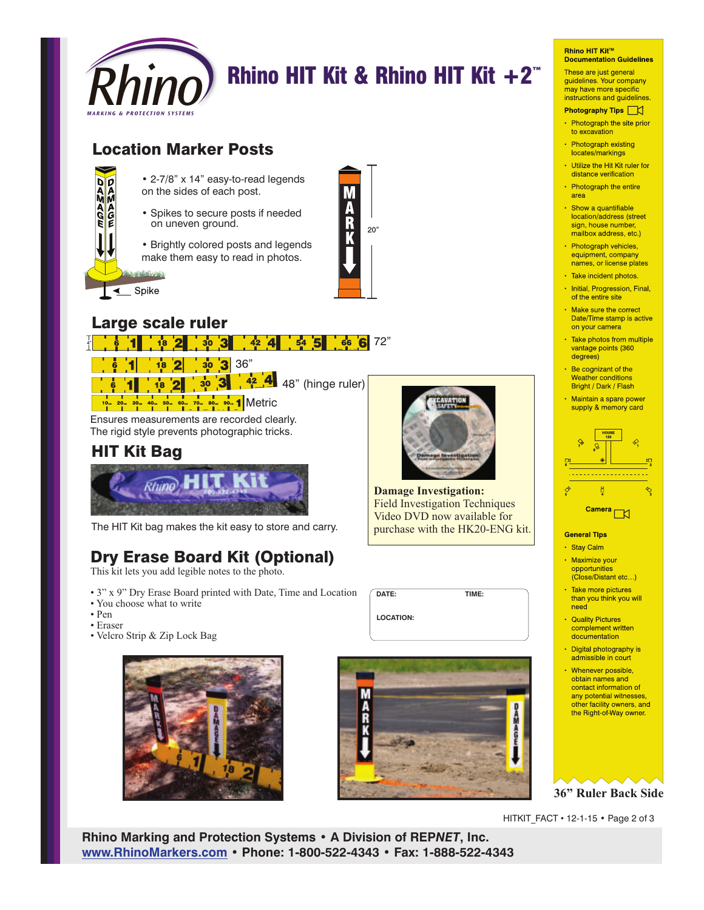# Rhino HIT Kit & Rhino HIT Kit +2™

## Location Marker Posts

- 2-7/8" x 14" easy-to-read legends on the sides of each post.
- Spikes to secure posts if needed on uneven ground.
- Brightly colored posts and legends make them easy to read in photos.

Spike

20"

## Large scale ruler

72"

36"

48" (hinge ruler)

Metric

Ensures measurements are recorded clearly.
The rigid style prevents photographic tricks.

## HIT Kit Bag

The HIT Kit bag makes the kit easy to store and carry.

**Damage Investigation:**
Field Investigation Techniques Video DVD now available for purchase with the HK20-ENG kit.

## Dry Erase Board Kit (Optional)

This kit lets you add legible notes to the photo.

- 3" x 9" Dry Erase Board printed with Date, Time and Location
- You choose what to write
- Pen
- Eraser
- Velcro Strip & Zip Lock Bag

DATE: TIME:

LOCATION:

### Rhino HIT Kit™ Documentation Guidelines

These are just general guidelines. Your company may have more specific instructions and guidelines.

**Photography Tips**

- Photograph the site prior to excavation
- Photograph existing locates/markings
- Utilize the Hit Kit ruler for distance verification
- Photograph the entire area
- Show a quantifiable location/address (street sign, house number, mailbox address, etc.)
- Photograph vehicles, equipment, company names, or license plates
- Take incident photos.
- Initial, Progression, Final, of the entire site
- Make sure the correct Date/Time stamp is active on your camera
- Take photos from multiple vantage points (360 degrees)
- Be cognizant of the Weather conditions Bright / Dark / Flash
- Maintain a spare power supply & memory card

HOUSE 123

Camera

**General Tips**

- Stay Calm
- Maximize your opportunities (Close/Distant etc…)
- Take more pictures than you think you will need
- Quality Pictures complement written documentation
- Digital photography is admissible in court
- Whenever possible, obtain names and contact information of any potential witnesses, other facility owners, and the Right-of-Way owner.

**36" Ruler Back Side**

HITKIT_FACT • 12-1-15

**Rhino Marking and Protection Systems • A Division of REPNET, Inc.**
**www.RhinoMarkers.com • Phone: 1-800-522-4343 • Fax: 1-888-522-4343**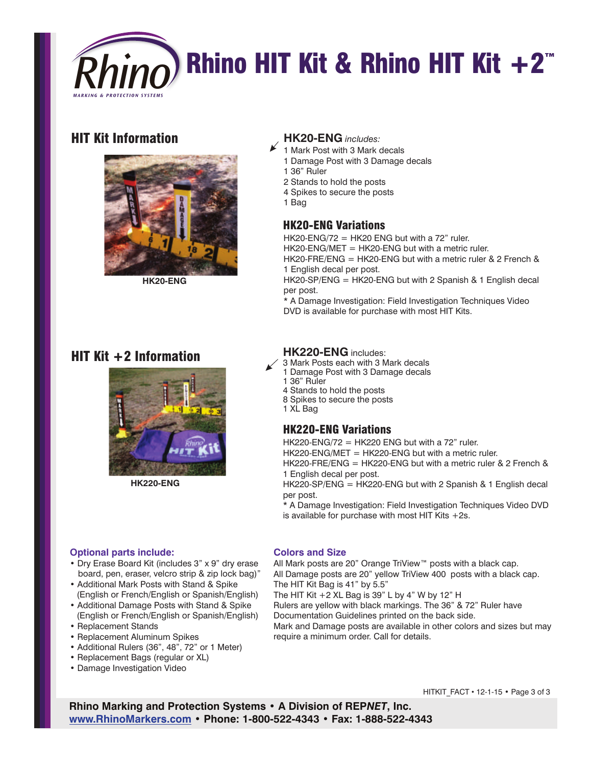# Rhino HIT Kit & Rhino HIT Kit +2™

## HIT Kit Information

HK20-ENG

### HK20-ENG *includes:*

1 Mark Post with 3 Mark decals
1 Damage Post with 3 Damage decals
1 36" Ruler
2 Stands to hold the posts
4 Spikes to secure the posts
1 Bag

### HK20-ENG Variations

HK20-ENG/72 = HK20 ENG but with a 72" ruler.
HK20-ENG/MET = HK20-ENG but with a metric ruler.
HK20-FRE/ENG = HK20-ENG but with a metric ruler & 2 French & 1 English decal per post.
HK20-SP/ENG = HK20-ENG but with 2 Spanish & 1 English decal per post.
* A Damage Investigation: Field Investigation Techniques Video DVD is available for purchase with most HIT Kits.

## HIT Kit +2 Information

HK220-ENG

### HK220-ENG includes:

3 Mark Posts each with 3 Mark decals
1 Damage Post with 3 Damage decals
1 36" Ruler
4 Stands to hold the posts
8 Spikes to secure the posts
1 XL Bag

### HK220-ENG Variations

HK220-ENG/72 = HK220 ENG but with a 72" ruler.
HK220-ENG/MET = HK220-ENG but with a metric ruler.
HK220-FRE/ENG = HK220-ENG but with a metric ruler & 2 French & 1 English decal per post.
HK220-SP/ENG = HK220-ENG but with 2 Spanish & 1 English decal per post.
* A Damage Investigation: Field Investigation Techniques Video DVD is available for purchase with most HIT Kits +2s.

### Optional parts include:

- Dry Erase Board Kit (includes 3" x 9" dry erase board, pen, eraser, velcro strip & zip lock bag)"
- Additional Mark Posts with Stand & Spike (English or French/English or Spanish/English)
- Additional Damage Posts with Stand & Spike (English or French/English or Spanish/English)
- Replacement Stands
- Replacement Aluminum Spikes
- Additional Rulers (36", 48", 72" or 1 Meter)
- Replacement Bags (regular or XL)
- Damage Investigation Video

### Colors and Size

All Mark posts are 20" Orange TriView™ posts with a black cap.
All Damage posts are 20" yellow TriView 400 posts with a black cap.
The HIT Kit Bag is 41" by 5.5"
The HIT Kit +2 XL Bag is 39" L by 4" W by 12" H
Rulers are yellow with black markings. The 36" & 72" Ruler have Documentation Guidelines printed on the back side.
Mark and Damage posts are available in other colors and sizes but may require a minimum order. Call for details.

HITKIT_FACT • 12-1-15

**Rhino Marking and Protection Systems • A Division of REP*NET*, Inc.**
**www.RhinoMarkers.com • Phone: 1-800-522-4343 • Fax: 1-888-522-4343**